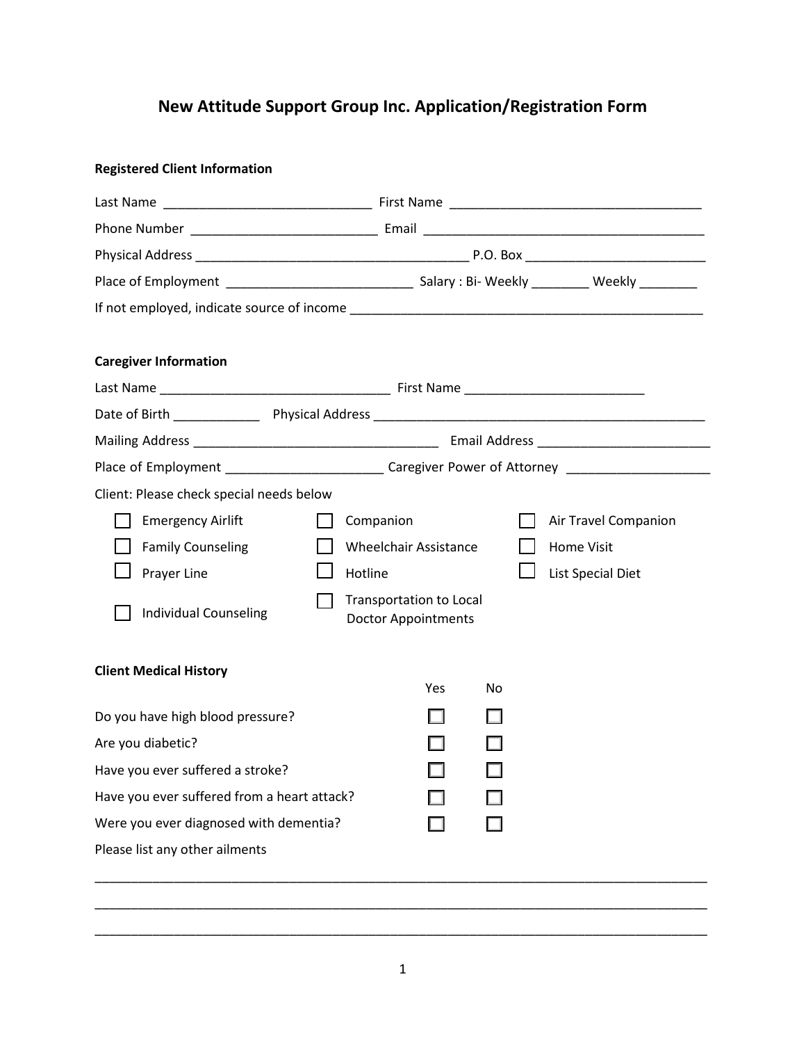# New Attitude Support Group Inc. Application/Registration Form

**Registered Client Information**

Last Name ____________________________ First Name __________________________________

Phone Number _________________________ Email ______________________________________

Physical Address ____________________________________ P.O. Box ________________________

Place of Employment ________________________ Salary : Bi- Weekly ________ Weekly ________

If not employed, indicate source of income _______________________________________________

**Caregiver Information**

Last Name ______________________________ First Name ________________________

Date of Birth ___________ Physical Address _____________________________________________

Mailing Address ________________________________ Email Address _______________________

Place of Employment _____________________ Caregiver Power of Attorney ___________________

Client: Please check special needs below

- ☐ Emergency Airlift
- ☐ Companion
- ☐ Air Travel Companion
- ☐ Family Counseling
- ☐ Wheelchair Assistance
- ☐ Home Visit
- ☐ Prayer Line
- ☐ Hotline
- ☐ List Special Diet
- ☐ Individual Counseling
- ☐ Transportation to Local Doctor Appointments

**Client Medical History**

| | Yes | No |
|---|---|---|
| Do you have high blood pressure? | ☐ | ☐ |
| Are you diabetic? | ☐ | ☐ |
| Have you ever suffered a stroke? | ☐ | ☐ |
| Have you ever suffered from a heart attack? | ☐ | ☐ |
| Were you ever diagnosed with dementia? | ☐ | ☐ |

Please list any other ailments

_______________________________________________________________________________

_______________________________________________________________________________

_______________________________________________________________________________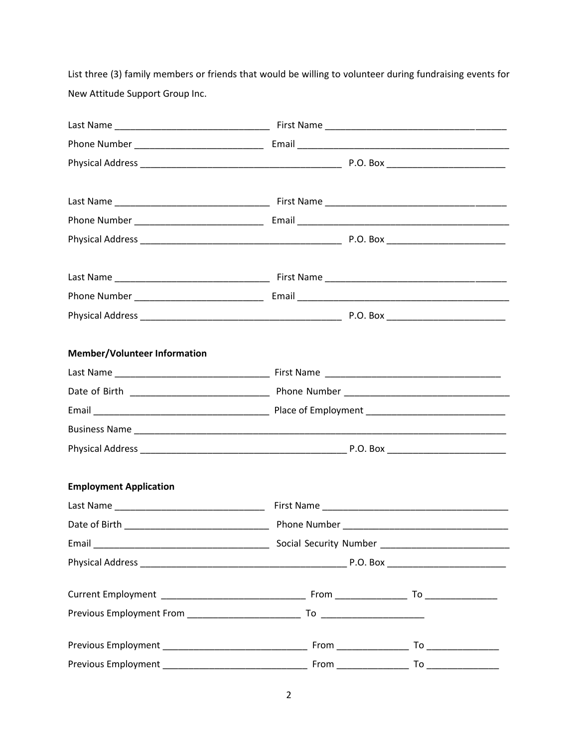List three (3) family members or friends that would be willing to volunteer during fundraising events for New Attitude Support Group Inc.

Last Name ______________________________ First Name ___________________________________

Phone Number _________________________ Email __________________________________________

Physical Address _______________________________________ P.O. Box _______________________

Last Name ______________________________ First Name ___________________________________

Phone Number _________________________ Email __________________________________________

Physical Address _______________________________________ P.O. Box _______________________

Last Name ______________________________ First Name ___________________________________

Phone Number _________________________ Email __________________________________________

Physical Address _______________________________________ P.O. Box _______________________

**Member/Volunteer Information**

Last Name ______________________________ First Name _________________________________

Date of Birth __________________________ Phone Number ________________________________

Email __________________________________ Place of Employment __________________________

Business Name ____________________________________________________________________________

Physical Address _________________________________________ P.O. Box _______________________

**Employment Application**

Last Name _____________________________ First Name ____________________________________

Date of Birth ___________________________ Phone Number ________________________________

Email __________________________________ Social Security Number ________________________

Physical Address _________________________________________ P.O. Box _______________________

Current Employment ____________________________ From ______________ To ______________

Previous Employment From ______________________ To ____________________

Previous Employment ____________________________ From ______________ To ______________

Previous Employment ____________________________ From ______________ To ______________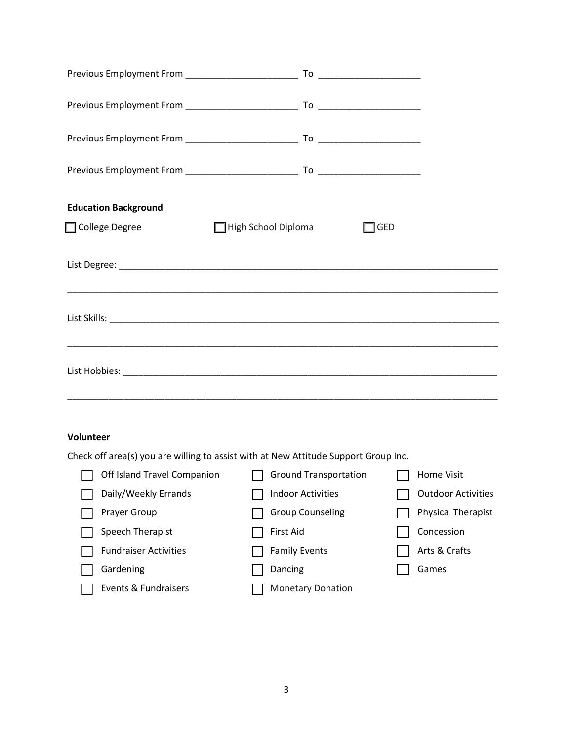Previous Employment From ______________________ To ____________________

Previous Employment From ______________________ To ____________________

Previous Employment From ______________________ To ____________________

Previous Employment From ______________________ To ____________________

**Education Background**

☐ College Degree ☐ High School Diploma ☐ GED

List Degree: ___________________________________________________________________________

_______________________________________________________________________________________

List Skills: _____________________________________________________________________________

_______________________________________________________________________________________

List Hobbies: ___________________________________________________________________________

_______________________________________________________________________________________

**Volunteer**

Check off area(s) you are willing to assist with at New Attitude Support Group Inc.

- ☐ Off Island Travel Companion
- ☐ Ground Transportation
- ☐ Home Visit
- ☐ Daily/Weekly Errands
- ☐ Indoor Activities
- ☐ Outdoor Activities
- ☐ Prayer Group
- ☐ Group Counseling
- ☐ Physical Therapist
- ☐ Speech Therapist
- ☐ First Aid
- ☐ Concession
- ☐ Fundraiser Activities
- ☐ Family Events
- ☐ Arts & Crafts
- ☐ Gardening
- ☐ Dancing
- ☐ Games
- ☐ Events & Fundraisers
- ☐ Monetary Donation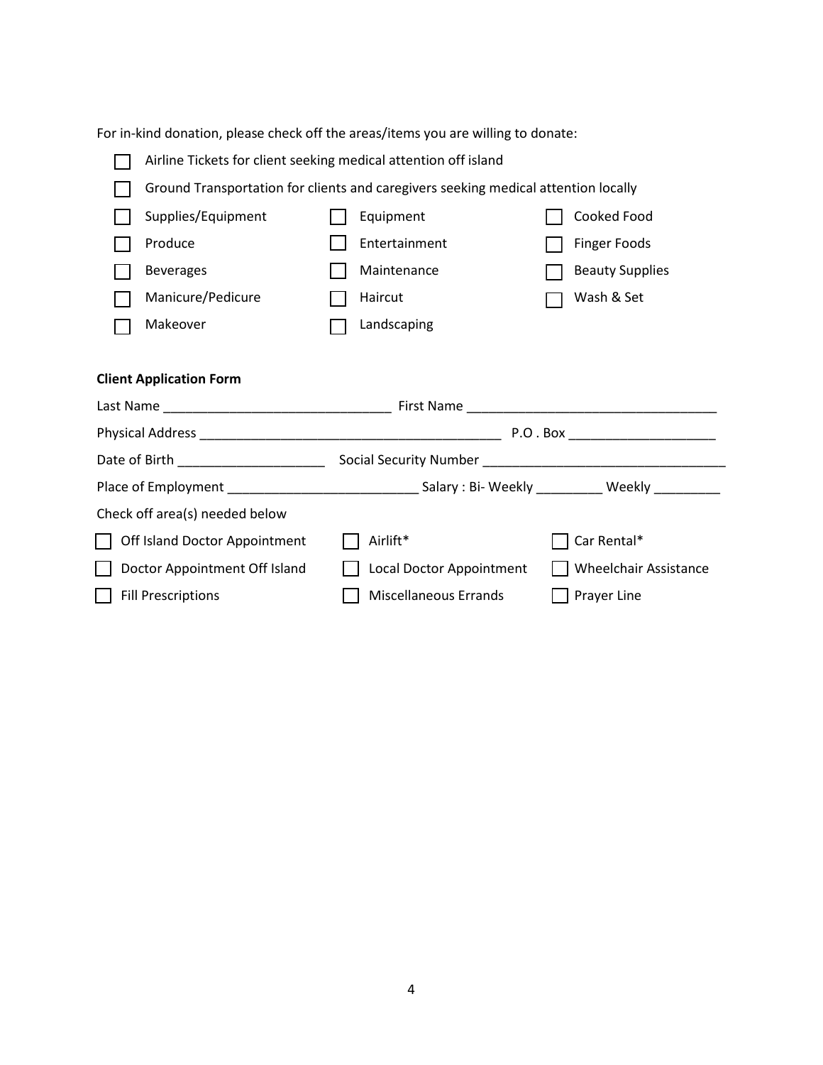For in-kind donation, please check off the areas/items you are willing to donate:

- ☐ Airline Tickets for client seeking medical attention off island
- ☐ Ground Transportation for clients and caregivers seeking medical attention locally

| | | |
|---|---|---|
| ☐ Supplies/Equipment | ☐ Equipment | ☐ Cooked Food |
| ☐ Produce | ☐ Entertainment | ☐ Finger Foods |
| ☐ Beverages | ☐ Maintenance | ☐ Beauty Supplies |
| ☐ Manicure/Pedicure | ☐ Haircut | ☐ Wash & Set |
| ☐ Makeover | ☐ Landscaping | |

**Client Application Form**

Last Name _______________________________ First Name __________________________________

Physical Address _________________________________________ P.O . Box ____________________

Date of Birth ____________________ Social Security Number _________________________________

Place of Employment __________________________ Salary : Bi- Weekly _________ Weekly _________

Check off area(s) needed below

| | | |
|---|---|---|
| ☐ Off Island Doctor Appointment | ☐ Airlift* | ☐ Car Rental* |
| ☐ Doctor Appointment Off Island | ☐ Local Doctor Appointment | ☐ Wheelchair Assistance |
| ☐ Fill Prescriptions | ☐ Miscellaneous Errands | ☐ Prayer Line |